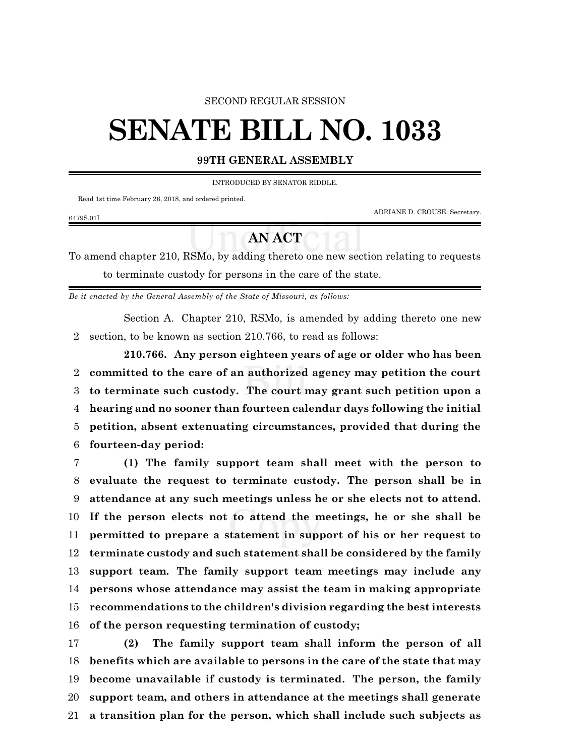SECOND REGULAR SESSION

# SENATE BILL NO. 1033

**99TH GENERAL ASSEMBLY**

INTRODUCED BY SENATOR RIDDLE.

Read 1st time February 26, 2018, and ordered printed.

ADRIANE D. CROUSE, Secretary.

6479S.01I

## AN ACT

To amend chapter 210, RSMo, by adding thereto one new section relating to requests to terminate custody for persons in the care of the state.

*Be it enacted by the General Assembly of the State of Missouri, as follows:*

Section A. Chapter 210, RSMo, is amended by adding thereto one new section, to be known as section 210.766, to read as follows:

**210.766. Any person eighteen years of age or older who has been committed to the care of an authorized agency may petition the court to terminate such custody. The court may grant such petition upon a hearing and no sooner than fourteen calendar days following the initial petition, absent extenuating circumstances, provided that during the fourteen-day period:**

**(1) The family support team shall meet with the person to evaluate the request to terminate custody. The person shall be in attendance at any such meetings unless he or she elects not to attend. If the person elects not to attend the meetings, he or she shall be permitted to prepare a statement in support of his or her request to terminate custody and such statement shall be considered by the family support team. The family support team meetings may include any persons whose attendance may assist the team in making appropriate recommendations to the children's division regarding the best interests of the person requesting termination of custody;**

**(2) The family support team shall inform the person of all benefits which are available to persons in the care of the state that may become unavailable if custody is terminated. The person, the family support team, and others in attendance at the meetings shall generate a transition plan for the person, which shall include such subjects as**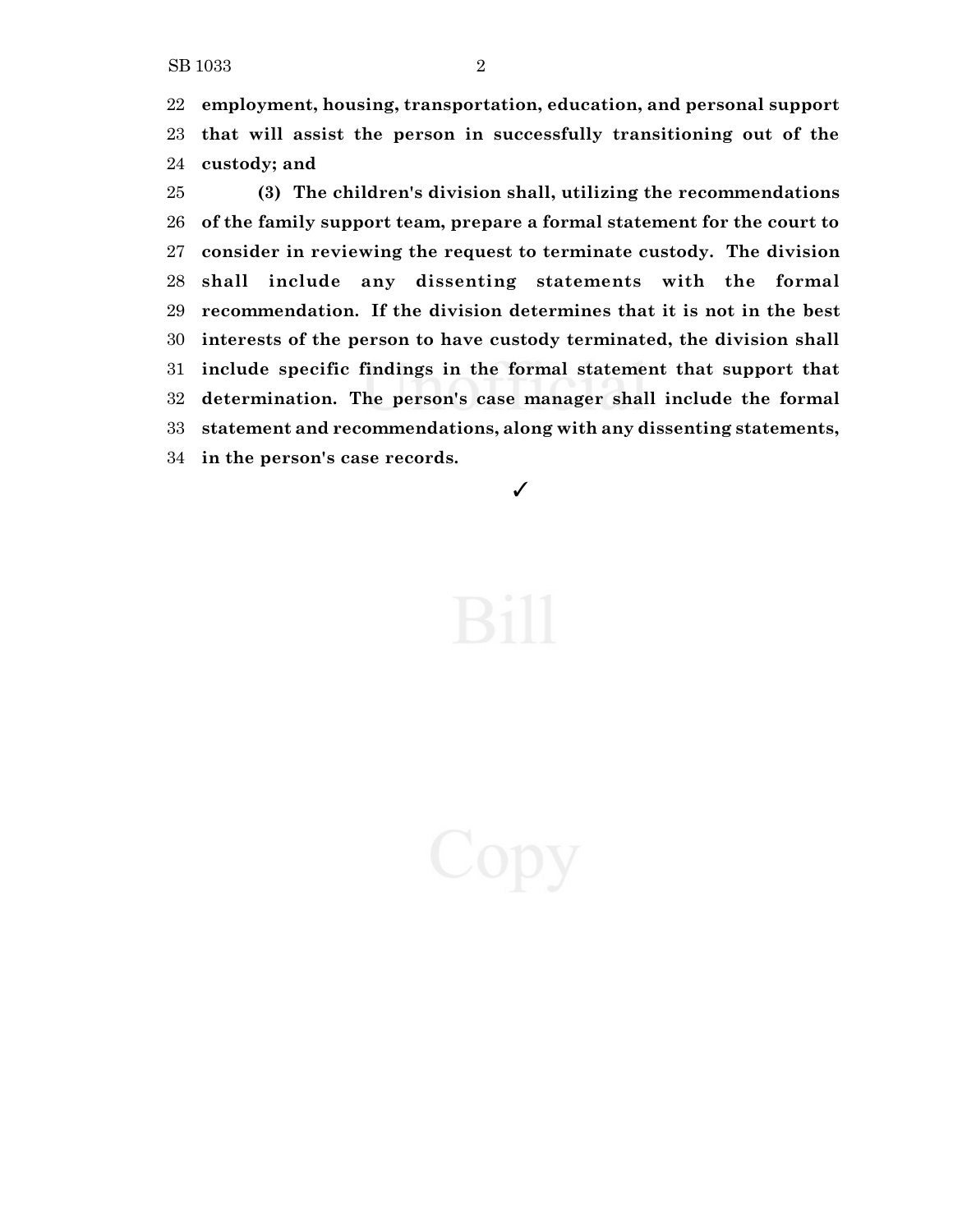**employment, housing, transportation, education, and personal support that will assist the person in successfully transitioning out of the custody; and**

**(3) The children's division shall, utilizing the recommendations of the family support team, prepare a formal statement for the court to consider in reviewing the request to terminate custody. The division shall include any dissenting statements with the formal recommendation. If the division determines that it is not in the best interests of the person to have custody terminated, the division shall include specific findings in the formal statement that support that determination. The person's case manager shall include the formal statement and recommendations, along with any dissenting statements, in the person's case records.**

✓